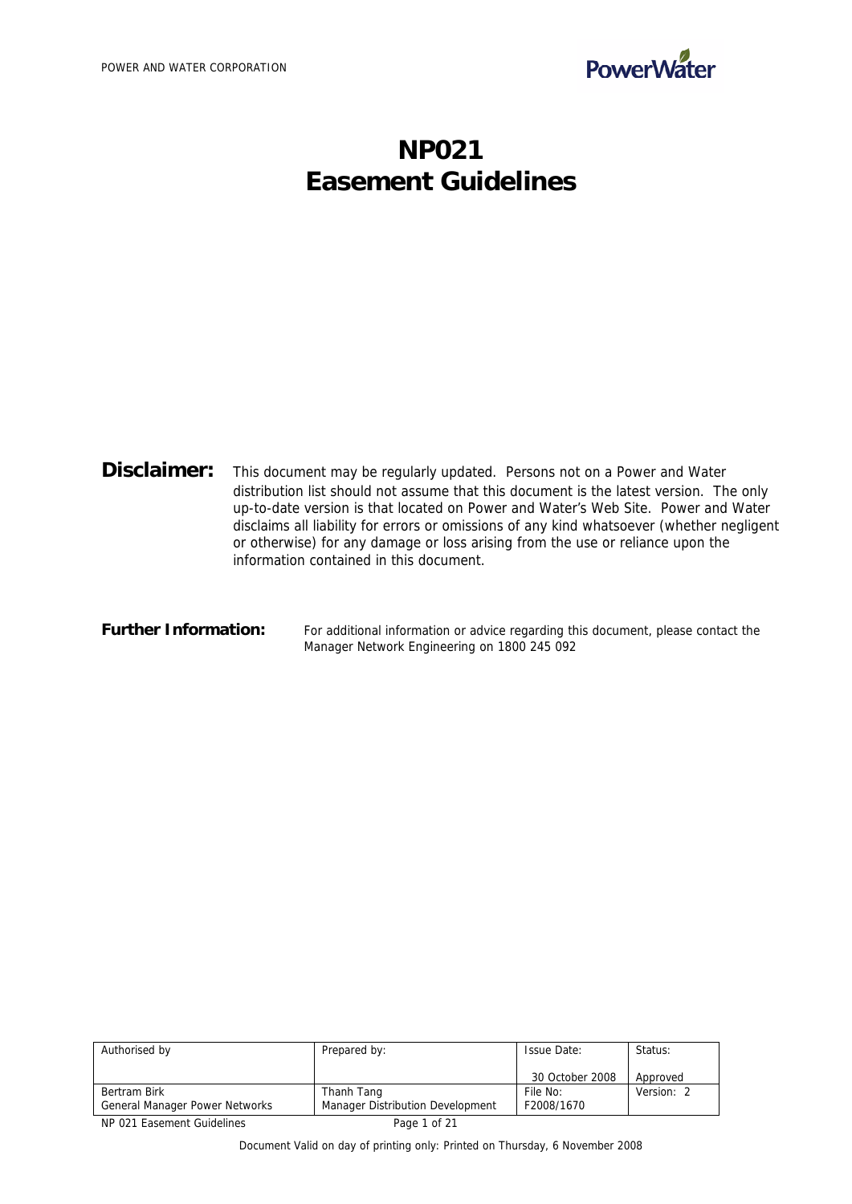POWER AND WATER CORPORATION

# NP021
# Easement Guidelines

**Disclaimer:** This document may be regularly updated. Persons not on a Power and Water distribution list should not assume that this document is the latest version. The only up-to-date version is that located on Power and Water's Web Site. Power and Water disclaims all liability for errors or omissions of any kind whatsoever (whether negligent or otherwise) for any damage or loss arising from the use or reliance upon the information contained in this document.

**Further Information:** For additional information or advice regarding this document, please contact the Manager Network Engineering on 1800 245 092

| Authorised by | Prepared by: | Issue Date: | Status: |
|---|---|---|---|
| | | 30 October 2008 | Approved |
| Bertram Birk<br>General Manager Power Networks | Thanh Tang<br>Manager Distribution Development | File No:<br>F2008/1670 | Version: 2 |

Document Valid on day of printing only: Printed on Thursday, 6 November 2008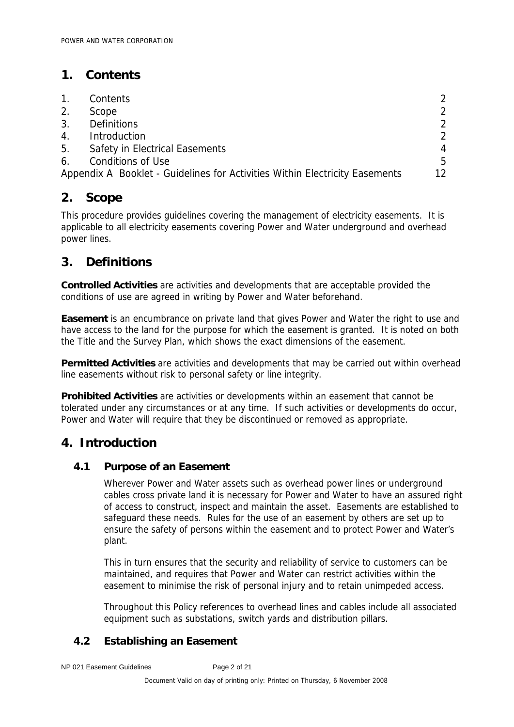# 1. Contents

| | | |
|---|---|---|
| 1. | Contents | 2 |
| 2. | Scope | 2 |
| 3. | Definitions | 2 |
| 4. | Introduction | 2 |
| 5. | Safety in Electrical Easements | 4 |
| 6. | Conditions of Use | 5 |
| Appendix A | Booklet - Guidelines for Activities Within Electricity Easements | 12 |

# 2. Scope

This procedure provides guidelines covering the management of electricity easements. It is applicable to all electricity easements covering Power and Water underground and overhead power lines.

# 3. Definitions

**Controlled Activities** are activities and developments that are acceptable provided the conditions of use are agreed in writing by Power and Water beforehand.

**Easement** is an encumbrance on private land that gives Power and Water the right to use and have access to the land for the purpose for which the easement is granted. It is noted on both the Title and the Survey Plan, which shows the exact dimensions of the easement.

**Permitted Activities** are activities and developments that may be carried out within overhead line easements without risk to personal safety or line integrity.

**Prohibited Activities** are activities or developments within an easement that cannot be tolerated under any circumstances or at any time. If such activities or developments do occur, Power and Water will require that they be discontinued or removed as appropriate.

# 4. Introduction

## 4.1 Purpose of an Easement

Wherever Power and Water assets such as overhead power lines or underground cables cross private land it is necessary for Power and Water to have an assured right of access to construct, inspect and maintain the asset. Easements are established to safeguard these needs. Rules for the use of an easement by others are set up to ensure the safety of persons within the easement and to protect Power and Water's plant.

This in turn ensures that the security and reliability of service to customers can be maintained, and requires that Power and Water can restrict activities within the easement to minimise the risk of personal injury and to retain unimpeded access.

Throughout this Policy references to overhead lines and cables include all associated equipment such as substations, switch yards and distribution pillars.

## 4.2 Establishing an Easement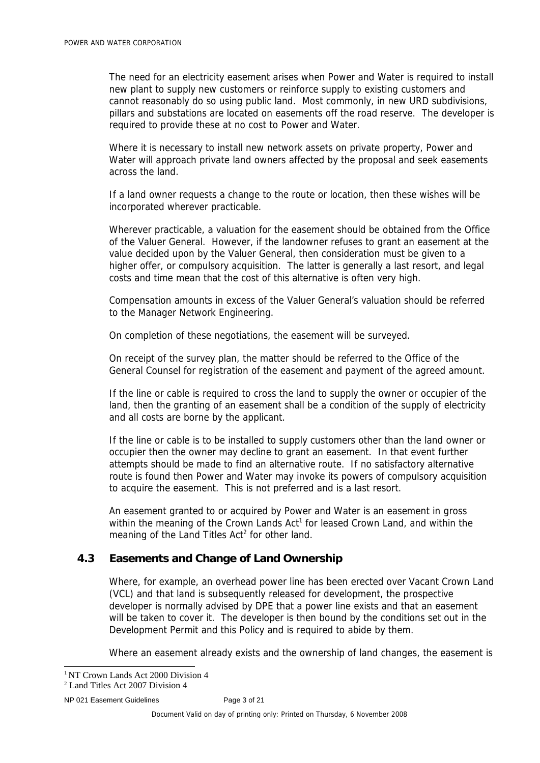The need for an electricity easement arises when Power and Water is required to install new plant to supply new customers or reinforce supply to existing customers and cannot reasonably do so using public land. Most commonly, in new URD subdivisions, pillars and substations are located on easements off the road reserve. The developer is required to provide these at no cost to Power and Water.

Where it is necessary to install new network assets on private property, Power and Water will approach private land owners affected by the proposal and seek easements across the land.

If a land owner requests a change to the route or location, then these wishes will be incorporated wherever practicable.

Wherever practicable, a valuation for the easement should be obtained from the Office of the Valuer General. However, if the landowner refuses to grant an easement at the value decided upon by the Valuer General, then consideration must be given to a higher offer, or compulsory acquisition. The latter is generally a last resort, and legal costs and time mean that the cost of this alternative is often very high.

Compensation amounts in excess of the Valuer General's valuation should be referred to the Manager Network Engineering.

On completion of these negotiations, the easement will be surveyed.

On receipt of the survey plan, the matter should be referred to the Office of the General Counsel for registration of the easement and payment of the agreed amount.

If the line or cable is required to cross the land to supply the owner or occupier of the land, then the granting of an easement shall be a condition of the supply of electricity and all costs are borne by the applicant.

If the line or cable is to be installed to supply customers other than the land owner or occupier then the owner may decline to grant an easement. In that event further attempts should be made to find an alternative route. If no satisfactory alternative route is found then Power and Water may invoke its powers of compulsory acquisition to acquire the easement. This is not preferred and is a last resort.

An easement granted to or acquired by Power and Water is an easement in gross within the meaning of the Crown Lands Act[1] for leased Crown Land, and within the meaning of the Land Titles Act[2] for other land.

## 4.3 Easements and Change of Land Ownership

Where, for example, an overhead power line has been erected over Vacant Crown Land (VCL) and that land is subsequently released for development, the prospective developer is normally advised by DPE that a power line exists and that an easement will be taken to cover it. The developer is then bound by the conditions set out in the Development Permit and this Policy and is required to abide by them.

Where an easement already exists and the ownership of land changes, the easement is

[1] NT Crown Lands Act 2000 Division 4

[2] Land Titles Act 2007 Division 4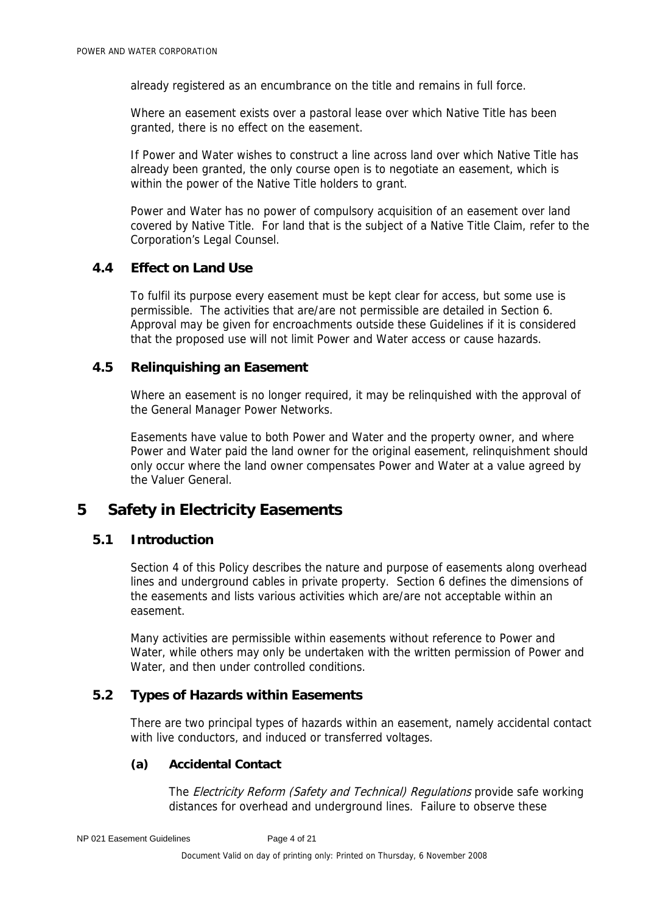already registered as an encumbrance on the title and remains in full force.

Where an easement exists over a pastoral lease over which Native Title has been granted, there is no effect on the easement.

If Power and Water wishes to construct a line across land over which Native Title has already been granted, the only course open is to negotiate an easement, which is within the power of the Native Title holders to grant.

Power and Water has no power of compulsory acquisition of an easement over land covered by Native Title. For land that is the subject of a Native Title Claim, refer to the Corporation's Legal Counsel.

### 4.4 Effect on Land Use

To fulfil its purpose every easement must be kept clear for access, but some use is permissible. The activities that are/are not permissible are detailed in Section 6. Approval may be given for encroachments outside these Guidelines if it is considered that the proposed use will not limit Power and Water access or cause hazards.

### 4.5 Relinquishing an Easement

Where an easement is no longer required, it may be relinquished with the approval of the General Manager Power Networks.

Easements have value to both Power and Water and the property owner, and where Power and Water paid the land owner for the original easement, relinquishment should only occur where the land owner compensates Power and Water at a value agreed by the Valuer General.

## 5 Safety in Electricity Easements

### 5.1 Introduction

Section 4 of this Policy describes the nature and purpose of easements along overhead lines and underground cables in private property. Section 6 defines the dimensions of the easements and lists various activities which are/are not acceptable within an easement.

Many activities are permissible within easements without reference to Power and Water, while others may only be undertaken with the written permission of Power and Water, and then under controlled conditions.

### 5.2 Types of Hazards within Easements

There are two principal types of hazards within an easement, namely accidental contact with live conductors, and induced or transferred voltages.

#### (a) Accidental Contact

The *Electricity Reform (Safety and Technical) Regulations* provide safe working distances for overhead and underground lines. Failure to observe these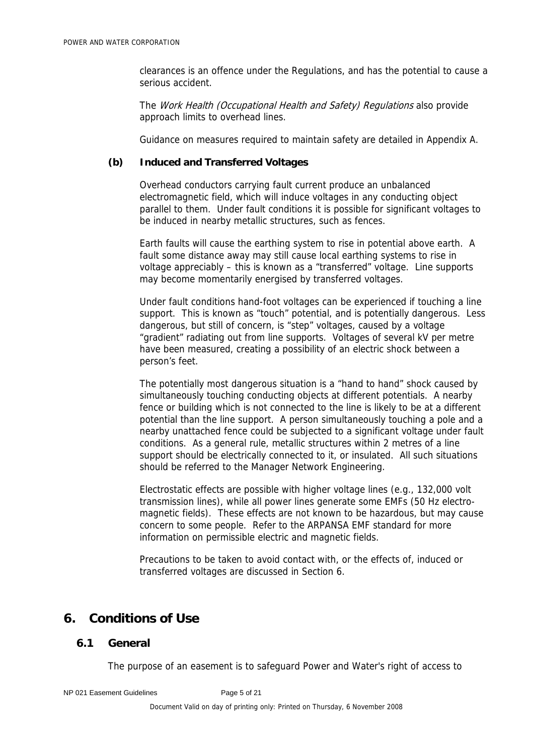clearances is an offence under the Regulations, and has the potential to cause a serious accident.

The *Work Health (Occupational Health and Safety) Regulations* also provide approach limits to overhead lines.

Guidance on measures required to maintain safety are detailed in Appendix A.

**(b) Induced and Transferred Voltages**

Overhead conductors carrying fault current produce an unbalanced electromagnetic field, which will induce voltages in any conducting object parallel to them. Under fault conditions it is possible for significant voltages to be induced in nearby metallic structures, such as fences.

Earth faults will cause the earthing system to rise in potential above earth. A fault some distance away may still cause local earthing systems to rise in voltage appreciably – this is known as a "transferred" voltage. Line supports may become momentarily energised by transferred voltages.

Under fault conditions hand-foot voltages can be experienced if touching a line support. This is known as "touch" potential, and is potentially dangerous. Less dangerous, but still of concern, is "step" voltages, caused by a voltage "gradient" radiating out from line supports. Voltages of several kV per metre have been measured, creating a possibility of an electric shock between a person's feet.

The potentially most dangerous situation is a "hand to hand" shock caused by simultaneously touching conducting objects at different potentials. A nearby fence or building which is not connected to the line is likely to be at a different potential than the line support. A person simultaneously touching a pole and a nearby unattached fence could be subjected to a significant voltage under fault conditions. As a general rule, metallic structures within 2 metres of a line support should be electrically connected to it, or insulated. All such situations should be referred to the Manager Network Engineering.

Electrostatic effects are possible with higher voltage lines (e.g., 132,000 volt transmission lines), while all power lines generate some EMFs (50 Hz electro-magnetic fields). These effects are not known to be hazardous, but may cause concern to some people. Refer to the ARPANSA EMF standard for more information on permissible electric and magnetic fields.

Precautions to be taken to avoid contact with, or the effects of, induced or transferred voltages are discussed in Section 6.

# 6. Conditions of Use

## 6.1 General

The purpose of an easement is to safeguard Power and Water's right of access to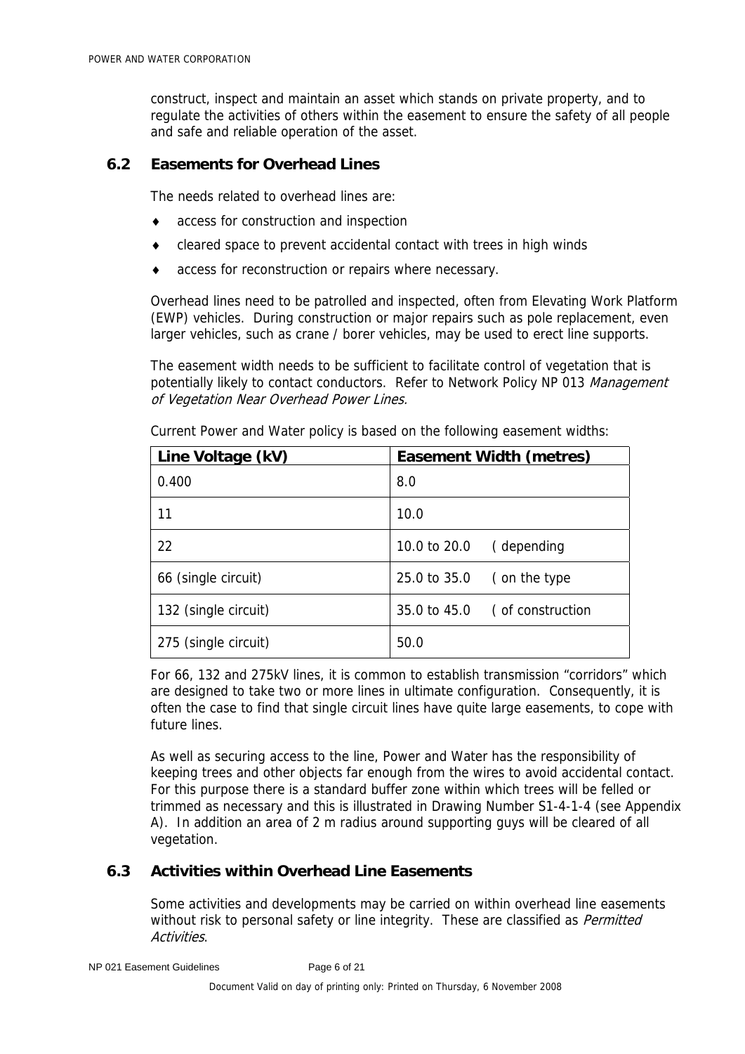construct, inspect and maintain an asset which stands on private property, and to regulate the activities of others within the easement to ensure the safety of all people and safe and reliable operation of the asset.

## 6.2 Easements for Overhead Lines

The needs related to overhead lines are:

- access for construction and inspection
- cleared space to prevent accidental contact with trees in high winds
- access for reconstruction or repairs where necessary.

Overhead lines need to be patrolled and inspected, often from Elevating Work Platform (EWP) vehicles. During construction or major repairs such as pole replacement, even larger vehicles, such as crane / borer vehicles, may be used to erect line supports.

The easement width needs to be sufficient to facilitate control of vegetation that is potentially likely to contact conductors. Refer to Network Policy NP 013 *Management of Vegetation Near Overhead Power Lines.*

Current Power and Water policy is based on the following easement widths:

| Line Voltage (kV) | Easement Width (metres) |
|---|---|
| 0.400 | 8.0 |
| 11 | 10.0 |
| 22 | 10.0 to 20.0 ( depending |
| 66 (single circuit) | 25.0 to 35.0 ( on the type |
| 132 (single circuit) | 35.0 to 45.0 ( of construction |
| 275 (single circuit) | 50.0 |

For 66, 132 and 275kV lines, it is common to establish transmission "corridors" which are designed to take two or more lines in ultimate configuration. Consequently, it is often the case to find that single circuit lines have quite large easements, to cope with future lines.

As well as securing access to the line, Power and Water has the responsibility of keeping trees and other objects far enough from the wires to avoid accidental contact. For this purpose there is a standard buffer zone within which trees will be felled or trimmed as necessary and this is illustrated in Drawing Number S1-4-1-4 (see Appendix A). In addition an area of 2 m radius around supporting guys will be cleared of all vegetation.

## 6.3 Activities within Overhead Line Easements

Some activities and developments may be carried on within overhead line easements without risk to personal safety or line integrity. These are classified as *Permitted Activities*.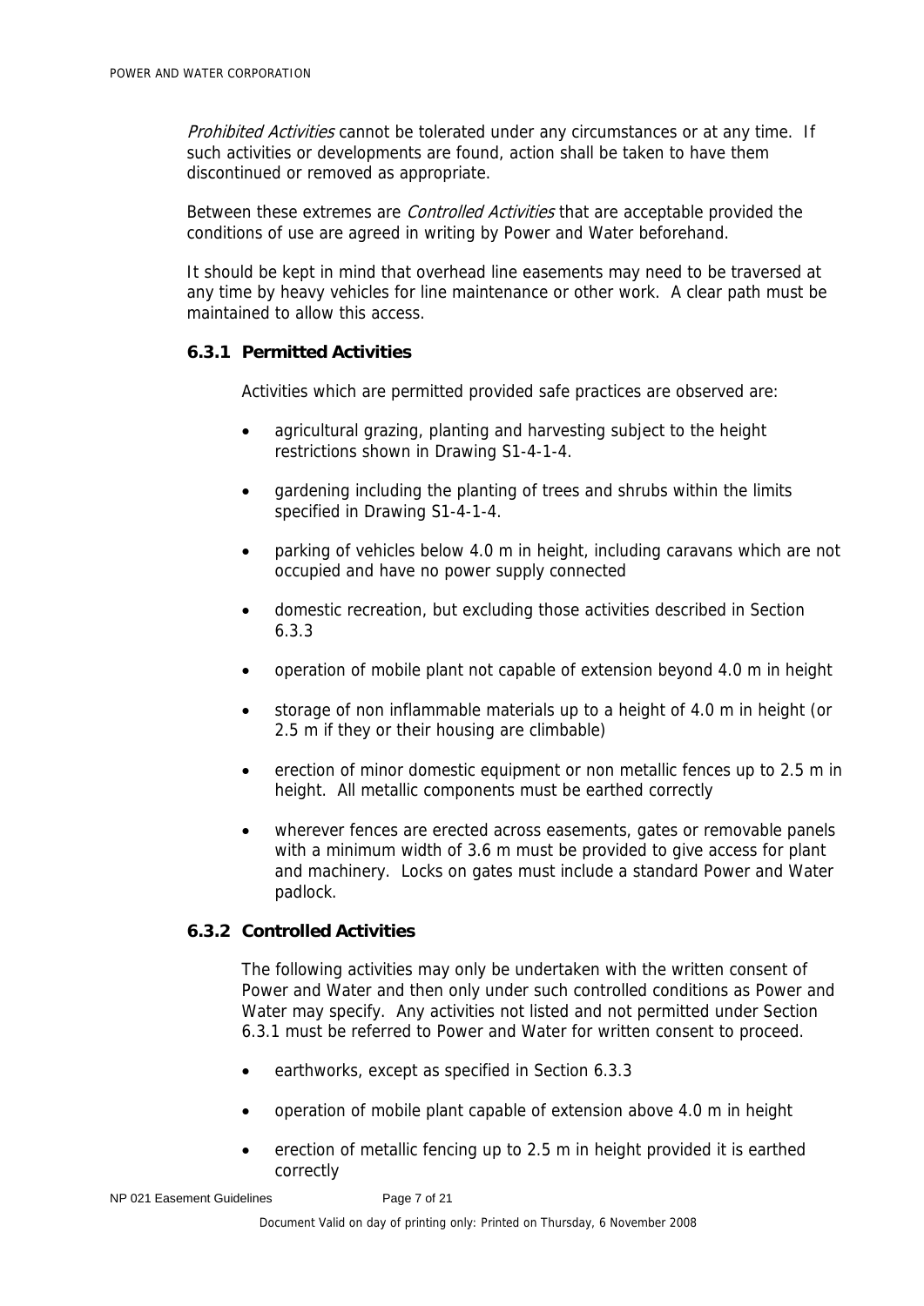*Prohibited Activities* cannot be tolerated under any circumstances or at any time. If such activities or developments are found, action shall be taken to have them discontinued or removed as appropriate.

Between these extremes are *Controlled Activities* that are acceptable provided the conditions of use are agreed in writing by Power and Water beforehand.

It should be kept in mind that overhead line easements may need to be traversed at any time by heavy vehicles for line maintenance or other work. A clear path must be maintained to allow this access.

### 6.3.1 Permitted Activities

Activities which are permitted provided safe practices are observed are:

- agricultural grazing, planting and harvesting subject to the height restrictions shown in Drawing S1-4-1-4.
- gardening including the planting of trees and shrubs within the limits specified in Drawing S1-4-1-4.
- parking of vehicles below 4.0 m in height, including caravans which are not occupied and have no power supply connected
- domestic recreation, but excluding those activities described in Section 6.3.3
- operation of mobile plant not capable of extension beyond 4.0 m in height
- storage of non inflammable materials up to a height of 4.0 m in height (or 2.5 m if they or their housing are climbable)
- erection of minor domestic equipment or non metallic fences up to 2.5 m in height. All metallic components must be earthed correctly
- wherever fences are erected across easements, gates or removable panels with a minimum width of 3.6 m must be provided to give access for plant and machinery. Locks on gates must include a standard Power and Water padlock.

### 6.3.2 Controlled Activities

The following activities may only be undertaken with the written consent of Power and Water and then only under such controlled conditions as Power and Water may specify. Any activities not listed and not permitted under Section 6.3.1 must be referred to Power and Water for written consent to proceed.

- earthworks, except as specified in Section 6.3.3
- operation of mobile plant capable of extension above 4.0 m in height
- erection of metallic fencing up to 2.5 m in height provided it is earthed correctly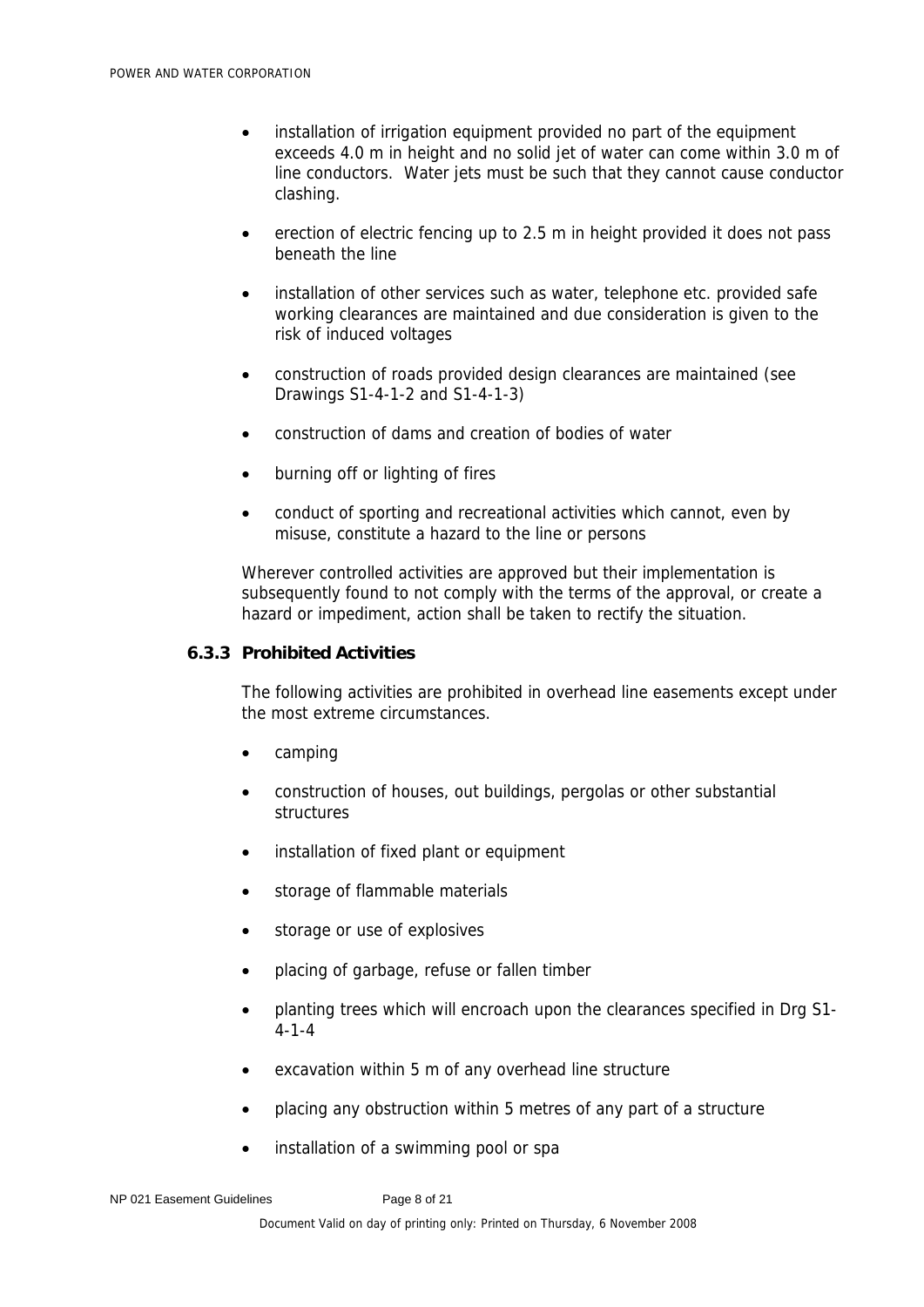- installation of irrigation equipment provided no part of the equipment exceeds 4.0 m in height and no solid jet of water can come within 3.0 m of line conductors. Water jets must be such that they cannot cause conductor clashing.
- erection of electric fencing up to 2.5 m in height provided it does not pass beneath the line
- installation of other services such as water, telephone etc. provided safe working clearances are maintained and due consideration is given to the risk of induced voltages
- construction of roads provided design clearances are maintained (see Drawings S1-4-1-2 and S1-4-1-3)
- construction of dams and creation of bodies of water
- burning off or lighting of fires
- conduct of sporting and recreational activities which cannot, even by misuse, constitute a hazard to the line or persons

Wherever controlled activities are approved but their implementation is subsequently found to not comply with the terms of the approval, or create a hazard or impediment, action shall be taken to rectify the situation.

### 6.3.3 Prohibited Activities

The following activities are prohibited in overhead line easements except under the most extreme circumstances.

- camping
- construction of houses, out buildings, pergolas or other substantial structures
- installation of fixed plant or equipment
- storage of flammable materials
- storage or use of explosives
- placing of garbage, refuse or fallen timber
- planting trees which will encroach upon the clearances specified in Drg S1-4-1-4
- excavation within 5 m of any overhead line structure
- placing any obstruction within 5 metres of any part of a structure
- installation of a swimming pool or spa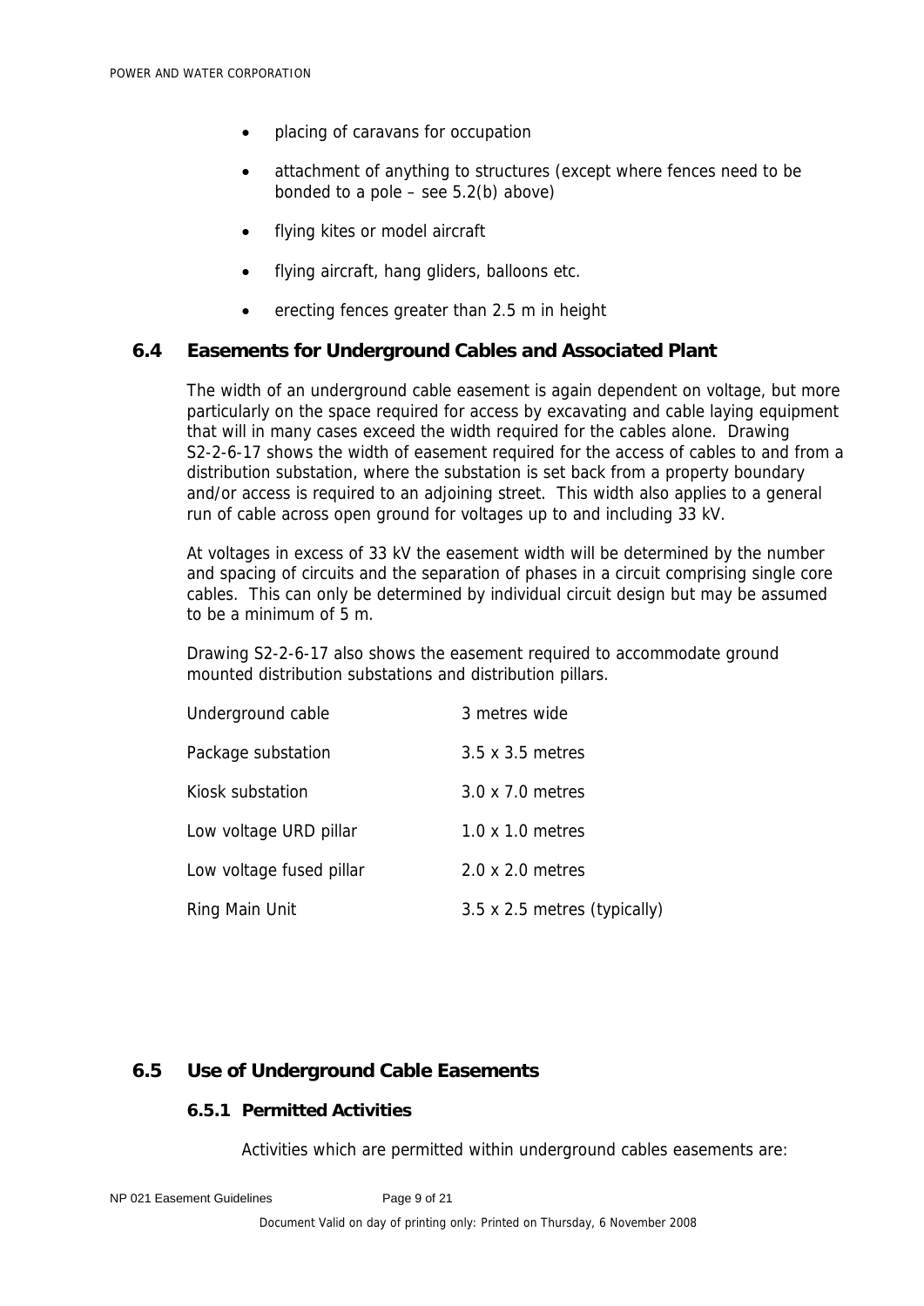- placing of caravans for occupation
- attachment of anything to structures (except where fences need to be bonded to a pole – see 5.2(b) above)
- flying kites or model aircraft
- flying aircraft, hang gliders, balloons etc.
- erecting fences greater than 2.5 m in height

## 6.4 Easements for Underground Cables and Associated Plant

The width of an underground cable easement is again dependent on voltage, but more particularly on the space required for access by excavating and cable laying equipment that will in many cases exceed the width required for the cables alone. Drawing S2-2-6-17 shows the width of easement required for the access of cables to and from a distribution substation, where the substation is set back from a property boundary and/or access is required to an adjoining street. This width also applies to a general run of cable across open ground for voltages up to and including 33 kV.

At voltages in excess of 33 kV the easement width will be determined by the number and spacing of circuits and the separation of phases in a circuit comprising single core cables. This can only be determined by individual circuit design but may be assumed to be a minimum of 5 m.

Drawing S2-2-6-17 also shows the easement required to accommodate ground mounted distribution substations and distribution pillars.

| | |
|---|---|
| Underground cable | 3 metres wide |
| Package substation | 3.5 x 3.5 metres |
| Kiosk substation | 3.0 x 7.0 metres |
| Low voltage URD pillar | 1.0 x 1.0 metres |
| Low voltage fused pillar | 2.0 x 2.0 metres |
| Ring Main Unit | 3.5 x 2.5 metres (typically) |

## 6.5 Use of Underground Cable Easements

### 6.5.1 Permitted Activities

Activities which are permitted within underground cables easements are: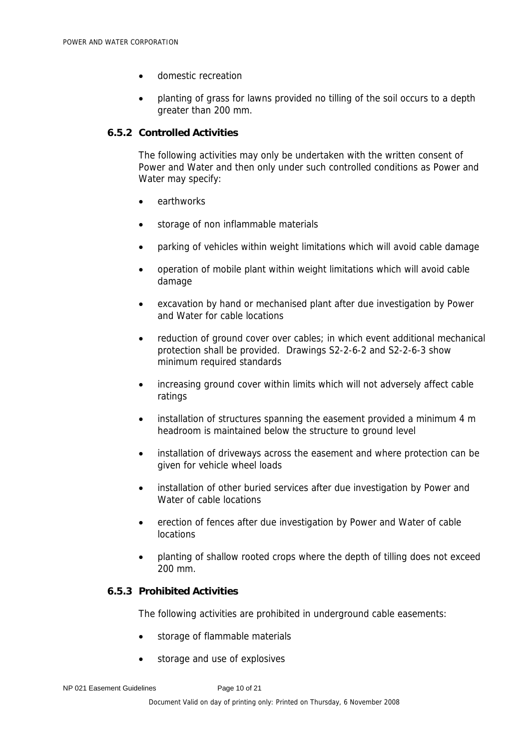- domestic recreation
- planting of grass for lawns provided no tilling of the soil occurs to a depth greater than 200 mm.

### 6.5.2 Controlled Activities

The following activities may only be undertaken with the written consent of Power and Water and then only under such controlled conditions as Power and Water may specify:

- earthworks
- storage of non inflammable materials
- parking of vehicles within weight limitations which will avoid cable damage
- operation of mobile plant within weight limitations which will avoid cable damage
- excavation by hand or mechanised plant after due investigation by Power and Water for cable locations
- reduction of ground cover over cables; in which event additional mechanical protection shall be provided. Drawings S2-2-6-2 and S2-2-6-3 show minimum required standards
- increasing ground cover within limits which will not adversely affect cable ratings
- installation of structures spanning the easement provided a minimum 4 m headroom is maintained below the structure to ground level
- installation of driveways across the easement and where protection can be given for vehicle wheel loads
- installation of other buried services after due investigation by Power and Water of cable locations
- erection of fences after due investigation by Power and Water of cable locations
- planting of shallow rooted crops where the depth of tilling does not exceed 200 mm.

### 6.5.3 Prohibited Activities

The following activities are prohibited in underground cable easements:

- storage of flammable materials
- storage and use of explosives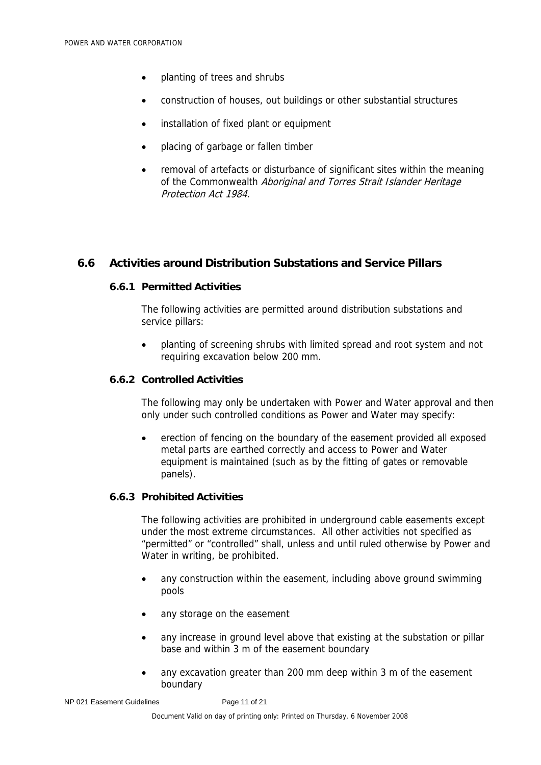- planting of trees and shrubs
- construction of houses, out buildings or other substantial structures
- installation of fixed plant or equipment
- placing of garbage or fallen timber
- removal of artefacts or disturbance of significant sites within the meaning of the Commonwealth *Aboriginal and Torres Strait Islander Heritage Protection Act 1984.*

## 6.6 Activities around Distribution Substations and Service Pillars

### 6.6.1 Permitted Activities

The following activities are permitted around distribution substations and service pillars:

- planting of screening shrubs with limited spread and root system and not requiring excavation below 200 mm.

### 6.6.2 Controlled Activities

The following may only be undertaken with Power and Water approval and then only under such controlled conditions as Power and Water may specify:

- erection of fencing on the boundary of the easement provided all exposed metal parts are earthed correctly and access to Power and Water equipment is maintained (such as by the fitting of gates or removable panels).

### 6.6.3 Prohibited Activities

The following activities are prohibited in underground cable easements except under the most extreme circumstances. All other activities not specified as "permitted" or "controlled" shall, unless and until ruled otherwise by Power and Water in writing, be prohibited.

- any construction within the easement, including above ground swimming pools
- any storage on the easement
- any increase in ground level above that existing at the substation or pillar base and within 3 m of the easement boundary
- any excavation greater than 200 mm deep within 3 m of the easement boundary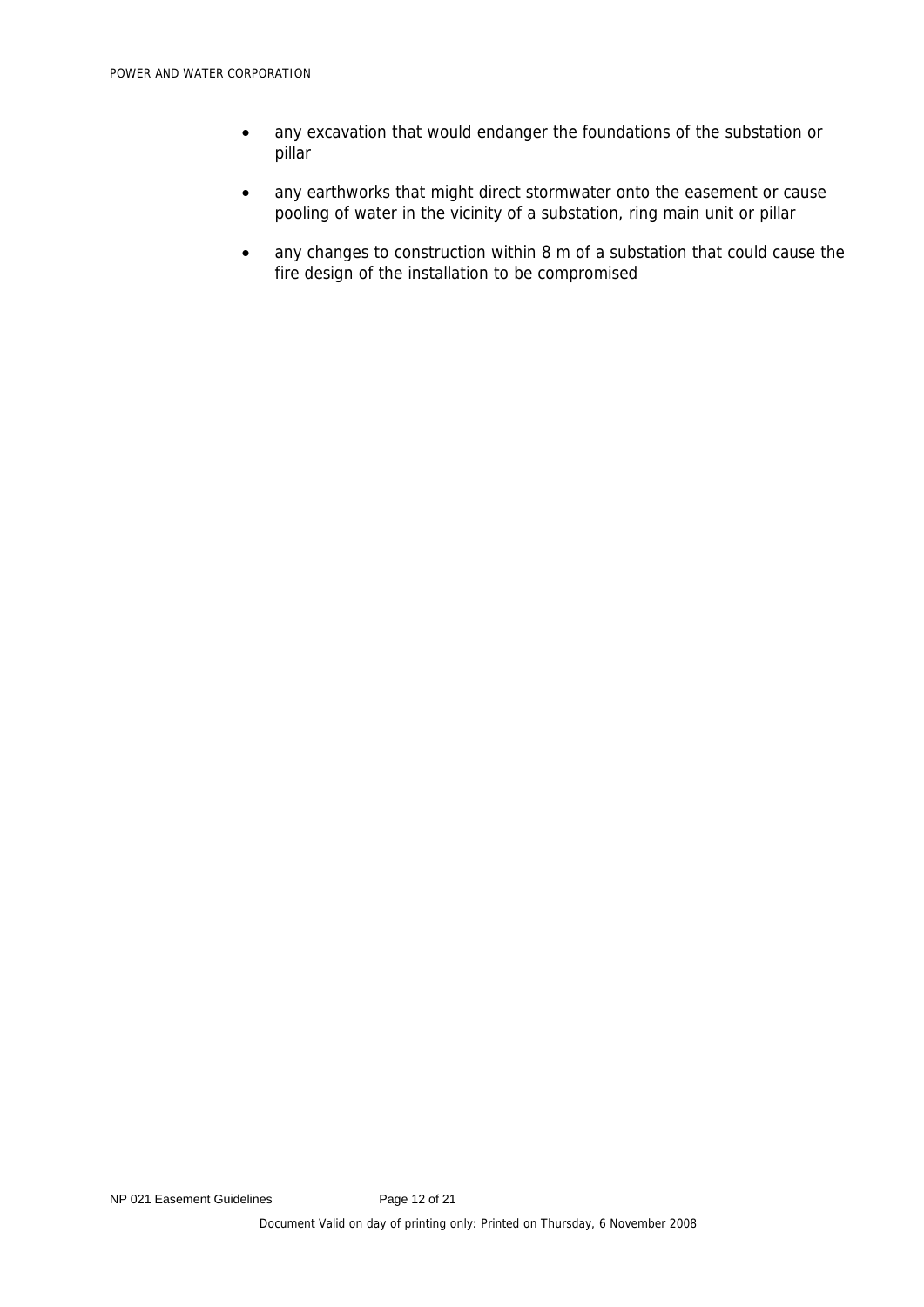- any excavation that would endanger the foundations of the substation or pillar
- any earthworks that might direct stormwater onto the easement or cause pooling of water in the vicinity of a substation, ring main unit or pillar
- any changes to construction within 8 m of a substation that could cause the fire design of the installation to be compromised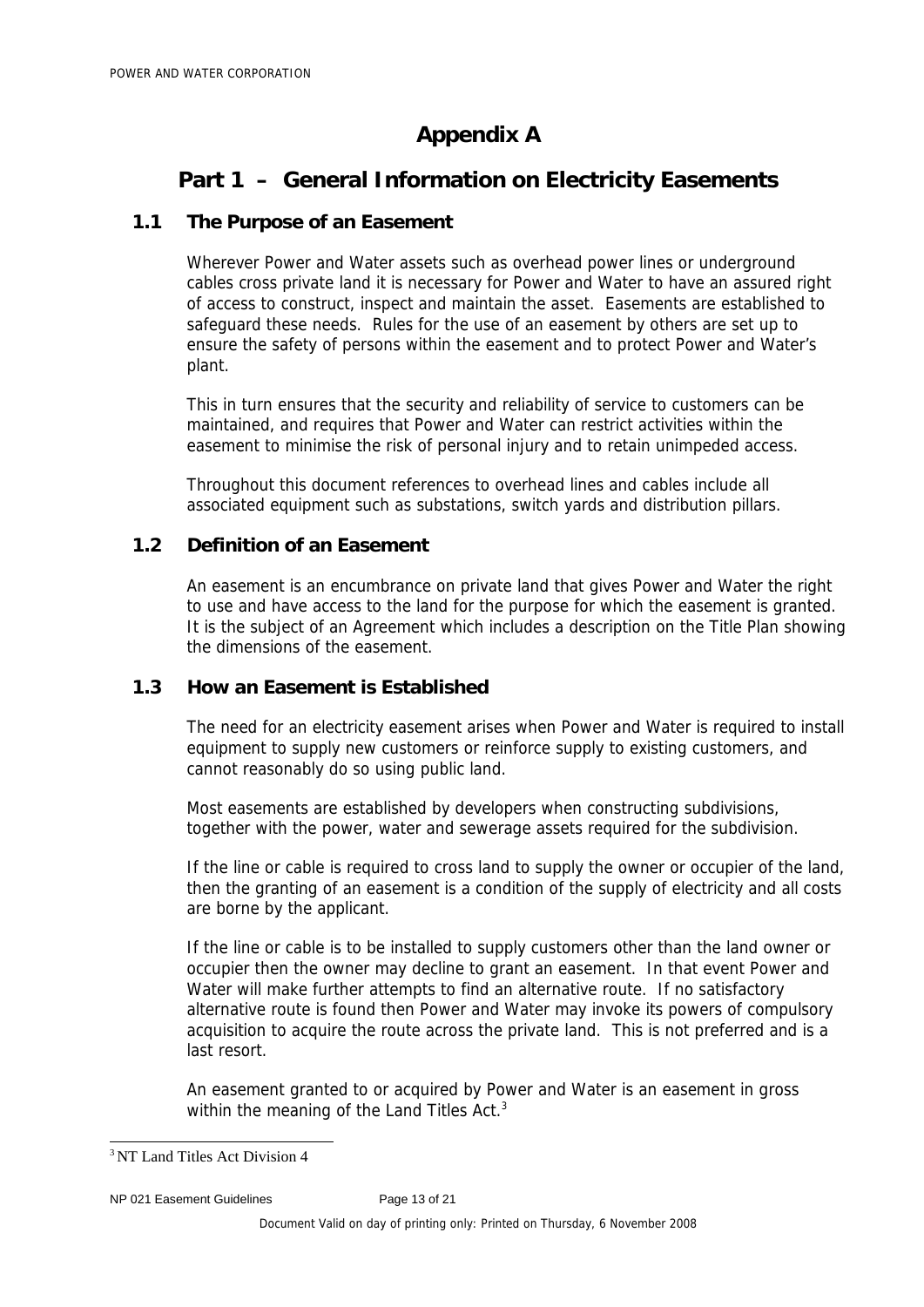# Appendix A

## Part 1 – General Information on Electricity Easements

### 1.1 The Purpose of an Easement

Wherever Power and Water assets such as overhead power lines or underground cables cross private land it is necessary for Power and Water to have an assured right of access to construct, inspect and maintain the asset. Easements are established to safeguard these needs. Rules for the use of an easement by others are set up to ensure the safety of persons within the easement and to protect Power and Water's plant.

This in turn ensures that the security and reliability of service to customers can be maintained, and requires that Power and Water can restrict activities within the easement to minimise the risk of personal injury and to retain unimpeded access.

Throughout this document references to overhead lines and cables include all associated equipment such as substations, switch yards and distribution pillars.

### 1.2 Definition of an Easement

An easement is an encumbrance on private land that gives Power and Water the right to use and have access to the land for the purpose for which the easement is granted. It is the subject of an Agreement which includes a description on the Title Plan showing the dimensions of the easement.

### 1.3 How an Easement is Established

The need for an electricity easement arises when Power and Water is required to install equipment to supply new customers or reinforce supply to existing customers, and cannot reasonably do so using public land.

Most easements are established by developers when constructing subdivisions, together with the power, water and sewerage assets required for the subdivision.

If the line or cable is required to cross land to supply the owner or occupier of the land, then the granting of an easement is a condition of the supply of electricity and all costs are borne by the applicant.

If the line or cable is to be installed to supply customers other than the land owner or occupier then the owner may decline to grant an easement. In that event Power and Water will make further attempts to find an alternative route. If no satisfactory alternative route is found then Power and Water may invoke its powers of compulsory acquisition to acquire the route across the private land. This is not preferred and is a last resort.

An easement granted to or acquired by Power and Water is an easement in gross within the meaning of the Land Titles Act.[3]

---

[3] NT Land Titles Act Division 4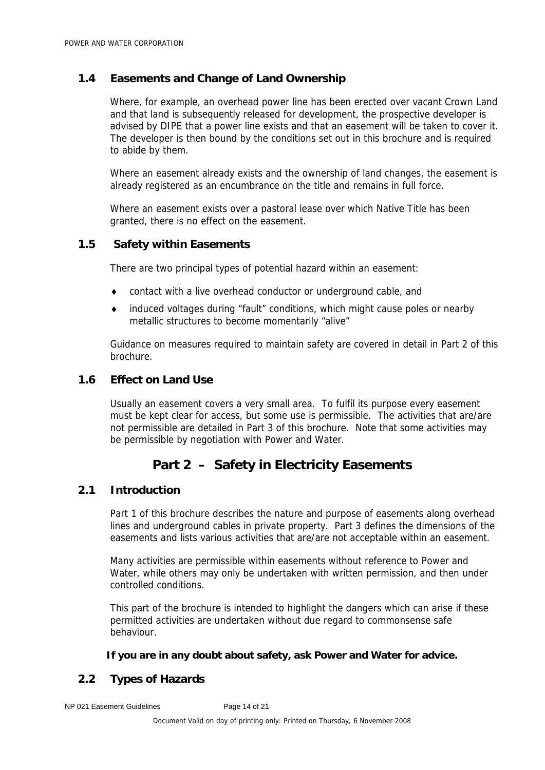### 1.4 Easements and Change of Land Ownership

Where, for example, an overhead power line has been erected over vacant Crown Land and that land is subsequently released for development, the prospective developer is advised by DIPE that a power line exists and that an easement will be taken to cover it. The developer is then bound by the conditions set out in this brochure and is required to abide by them.

Where an easement already exists and the ownership of land changes, the easement is already registered as an encumbrance on the title and remains in full force.

Where an easement exists over a pastoral lease over which Native Title has been granted, there is no effect on the easement.

### 1.5 Safety within Easements

There are two principal types of potential hazard within an easement:

- contact with a live overhead conductor or underground cable, and
- induced voltages during "fault" conditions, which might cause poles or nearby metallic structures to become momentarily "alive"

Guidance on measures required to maintain safety are covered in detail in Part 2 of this brochure.

### 1.6 Effect on Land Use

Usually an easement covers a very small area. To fulfil its purpose every easement must be kept clear for access, but some use is permissible. The activities that are/are not permissible are detailed in Part 3 of this brochure. Note that some activities may be permissible by negotiation with Power and Water.

## Part 2 – Safety in Electricity Easements

### 2.1 Introduction

Part 1 of this brochure describes the nature and purpose of easements along overhead lines and underground cables in private property. Part 3 defines the dimensions of the easements and lists various activities that are/are not acceptable within an easement.

Many activities are permissible within easements without reference to Power and Water, while others may only be undertaken with written permission, and then under controlled conditions.

This part of the brochure is intended to highlight the dangers which can arise if these permitted activities are undertaken without due regard to commonsense safe behaviour.

**If you are in any doubt about safety, ask Power and Water for advice.**

### 2.2 Types of Hazards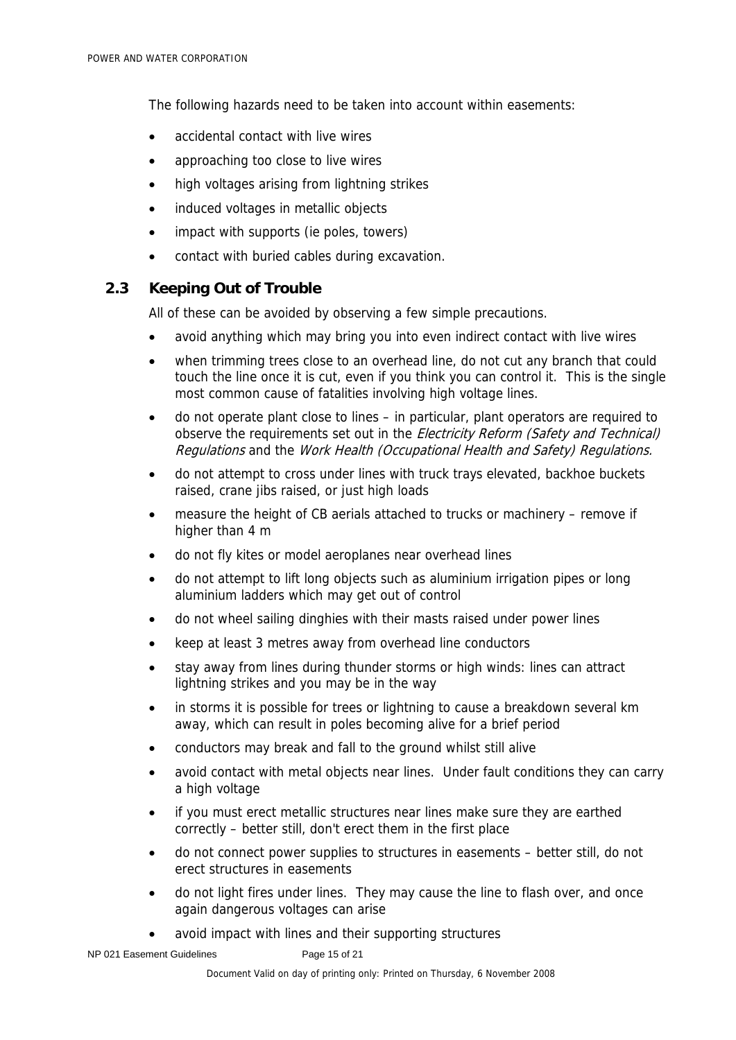The following hazards need to be taken into account within easements:

- accidental contact with live wires
- approaching too close to live wires
- high voltages arising from lightning strikes
- induced voltages in metallic objects
- impact with supports (ie poles, towers)
- contact with buried cables during excavation.

## 2.3 Keeping Out of Trouble

All of these can be avoided by observing a few simple precautions.

- avoid anything which may bring you into even indirect contact with live wires
- when trimming trees close to an overhead line, do not cut any branch that could touch the line once it is cut, even if you think you can control it. This is the single most common cause of fatalities involving high voltage lines.
- do not operate plant close to lines – in particular, plant operators are required to observe the requirements set out in the *Electricity Reform (Safety and Technical) Regulations* and the *Work Health (Occupational Health and Safety) Regulations*.
- do not attempt to cross under lines with truck trays elevated, backhoe buckets raised, crane jibs raised, or just high loads
- measure the height of CB aerials attached to trucks or machinery – remove if higher than 4 m
- do not fly kites or model aeroplanes near overhead lines
- do not attempt to lift long objects such as aluminium irrigation pipes or long aluminium ladders which may get out of control
- do not wheel sailing dinghies with their masts raised under power lines
- keep at least 3 metres away from overhead line conductors
- stay away from lines during thunder storms or high winds: lines can attract lightning strikes and you may be in the way
- in storms it is possible for trees or lightning to cause a breakdown several km away, which can result in poles becoming alive for a brief period
- conductors may break and fall to the ground whilst still alive
- avoid contact with metal objects near lines. Under fault conditions they can carry a high voltage
- if you must erect metallic structures near lines make sure they are earthed correctly – better still, don't erect them in the first place
- do not connect power supplies to structures in easements – better still, do not erect structures in easements
- do not light fires under lines. They may cause the line to flash over, and once again dangerous voltages can arise
- avoid impact with lines and their supporting structures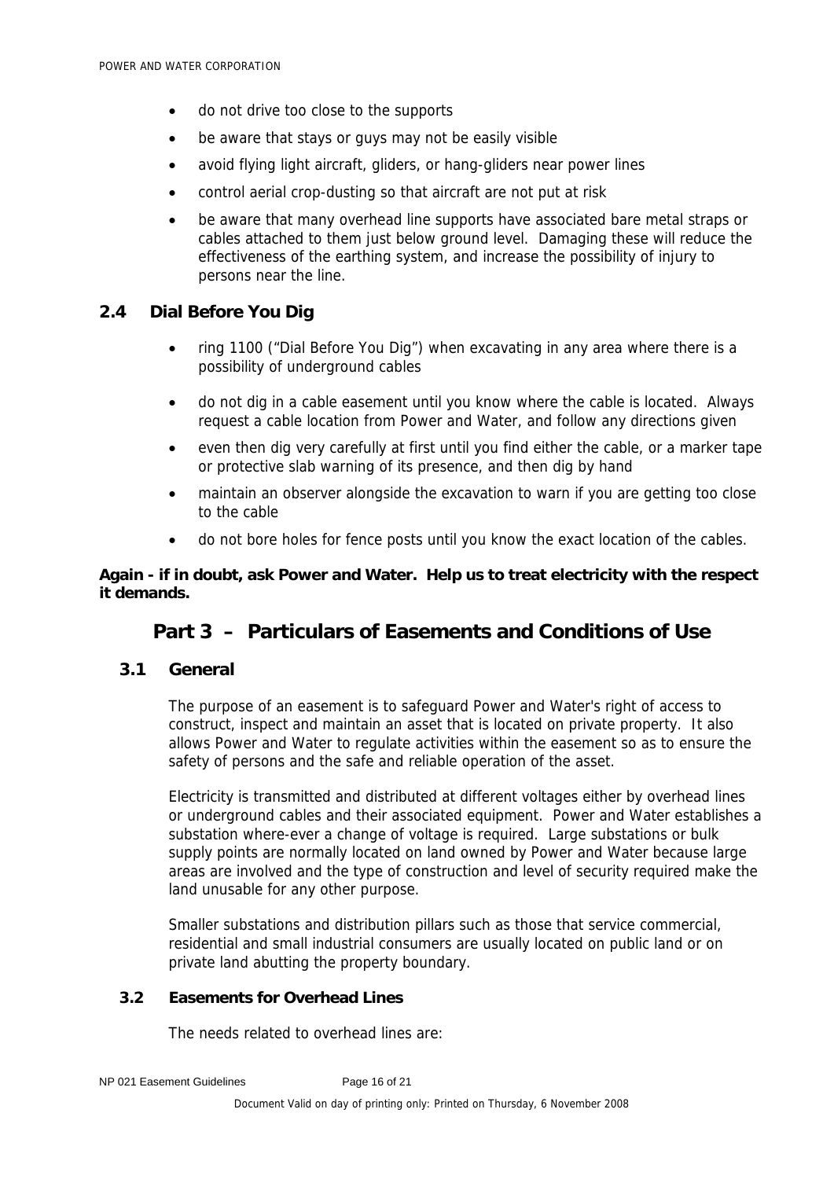- do not drive too close to the supports
- be aware that stays or guys may not be easily visible
- avoid flying light aircraft, gliders, or hang-gliders near power lines
- control aerial crop-dusting so that aircraft are not put at risk
- be aware that many overhead line supports have associated bare metal straps or cables attached to them just below ground level. Damaging these will reduce the effectiveness of the earthing system, and increase the possibility of injury to persons near the line.

### 2.4 Dial Before You Dig

- ring 1100 ("Dial Before You Dig") when excavating in any area where there is a possibility of underground cables
- do not dig in a cable easement until you know where the cable is located. Always request a cable location from Power and Water, and follow any directions given
- even then dig very carefully at first until you find either the cable, or a marker tape or protective slab warning of its presence, and then dig by hand
- maintain an observer alongside the excavation to warn if you are getting too close to the cable
- do not bore holes for fence posts until you know the exact location of the cables.

**Again - if in doubt, ask Power and Water. Help us to treat electricity with the respect it demands.**

## Part 3 – Particulars of Easements and Conditions of Use

### 3.1 General

The purpose of an easement is to safeguard Power and Water's right of access to construct, inspect and maintain an asset that is located on private property. It also allows Power and Water to regulate activities within the easement so as to ensure the safety of persons and the safe and reliable operation of the asset.

Electricity is transmitted and distributed at different voltages either by overhead lines or underground cables and their associated equipment. Power and Water establishes a substation where-ever a change of voltage is required. Large substations or bulk supply points are normally located on land owned by Power and Water because large areas are involved and the type of construction and level of security required make the land unusable for any other purpose.

Smaller substations and distribution pillars such as those that service commercial, residential and small industrial consumers are usually located on public land or on private land abutting the property boundary.

### 3.2 Easements for Overhead Lines

The needs related to overhead lines are: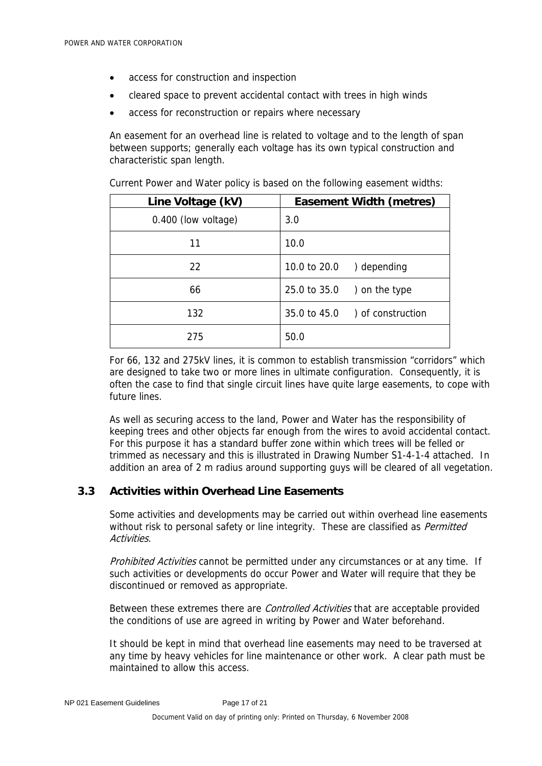- access for construction and inspection
- cleared space to prevent accidental contact with trees in high winds
- access for reconstruction or repairs where necessary

An easement for an overhead line is related to voltage and to the length of span between supports; generally each voltage has its own typical construction and characteristic span length.

Current Power and Water policy is based on the following easement widths:

| Line Voltage (kV) | Easement Width (metres) |
|---|---|
| 0.400 (low voltage) | 3.0 |
| 11 | 10.0 |
| 22 | 10.0 to 20.0 ) depending |
| 66 | 25.0 to 35.0 ) on the type |
| 132 | 35.0 to 45.0 ) of construction |
| 275 | 50.0 |

For 66, 132 and 275kV lines, it is common to establish transmission "corridors" which are designed to take two or more lines in ultimate configuration. Consequently, it is often the case to find that single circuit lines have quite large easements, to cope with future lines.

As well as securing access to the land, Power and Water has the responsibility of keeping trees and other objects far enough from the wires to avoid accidental contact. For this purpose it has a standard buffer zone within which trees will be felled or trimmed as necessary and this is illustrated in Drawing Number S1-4-1-4 attached. In addition an area of 2 m radius around supporting guys will be cleared of all vegetation.

## 3.3 Activities within Overhead Line Easements

Some activities and developments may be carried out within overhead line easements without risk to personal safety or line integrity. These are classified as *Permitted Activities*.

*Prohibited Activities* cannot be permitted under any circumstances or at any time. If such activities or developments do occur Power and Water will require that they be discontinued or removed as appropriate.

Between these extremes there are *Controlled Activities* that are acceptable provided the conditions of use are agreed in writing by Power and Water beforehand.

It should be kept in mind that overhead line easements may need to be traversed at any time by heavy vehicles for line maintenance or other work. A clear path must be maintained to allow this access.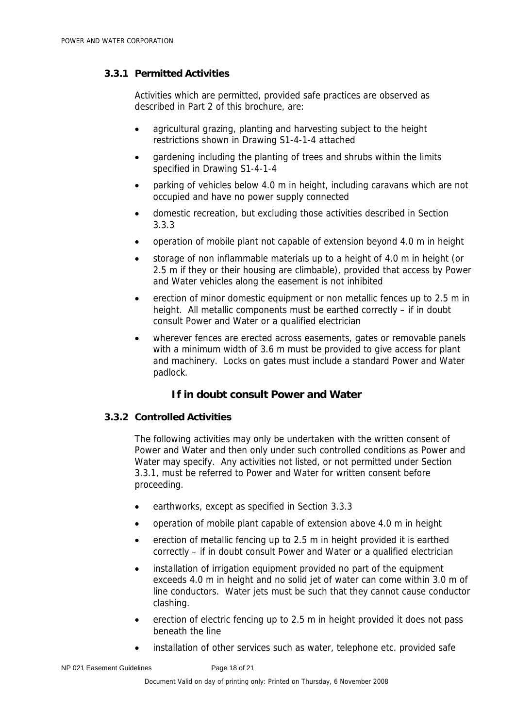### 3.3.1 Permitted Activities

Activities which are permitted, provided safe practices are observed as described in Part 2 of this brochure, are:

- agricultural grazing, planting and harvesting subject to the height restrictions shown in Drawing S1-4-1-4 attached
- gardening including the planting of trees and shrubs within the limits specified in Drawing S1-4-1-4
- parking of vehicles below 4.0 m in height, including caravans which are not occupied and have no power supply connected
- domestic recreation, but excluding those activities described in Section 3.3.3
- operation of mobile plant not capable of extension beyond 4.0 m in height
- storage of non inflammable materials up to a height of 4.0 m in height (or 2.5 m if they or their housing are climbable), provided that access by Power and Water vehicles along the easement is not inhibited
- erection of minor domestic equipment or non metallic fences up to 2.5 m in height. All metallic components must be earthed correctly – if in doubt consult Power and Water or a qualified electrician
- wherever fences are erected across easements, gates or removable panels with a minimum width of 3.6 m must be provided to give access for plant and machinery. Locks on gates must include a standard Power and Water padlock.

**If in doubt consult Power and Water**

### 3.3.2 Controlled Activities

The following activities may only be undertaken with the written consent of Power and Water and then only under such controlled conditions as Power and Water may specify. Any activities not listed, or not permitted under Section 3.3.1, must be referred to Power and Water for written consent before proceeding.

- earthworks, except as specified in Section 3.3.3
- operation of mobile plant capable of extension above 4.0 m in height
- erection of metallic fencing up to 2.5 m in height provided it is earthed correctly – if in doubt consult Power and Water or a qualified electrician
- installation of irrigation equipment provided no part of the equipment exceeds 4.0 m in height and no solid jet of water can come within 3.0 m of line conductors. Water jets must be such that they cannot cause conductor clashing.
- erection of electric fencing up to 2.5 m in height provided it does not pass beneath the line
- installation of other services such as water, telephone etc. provided safe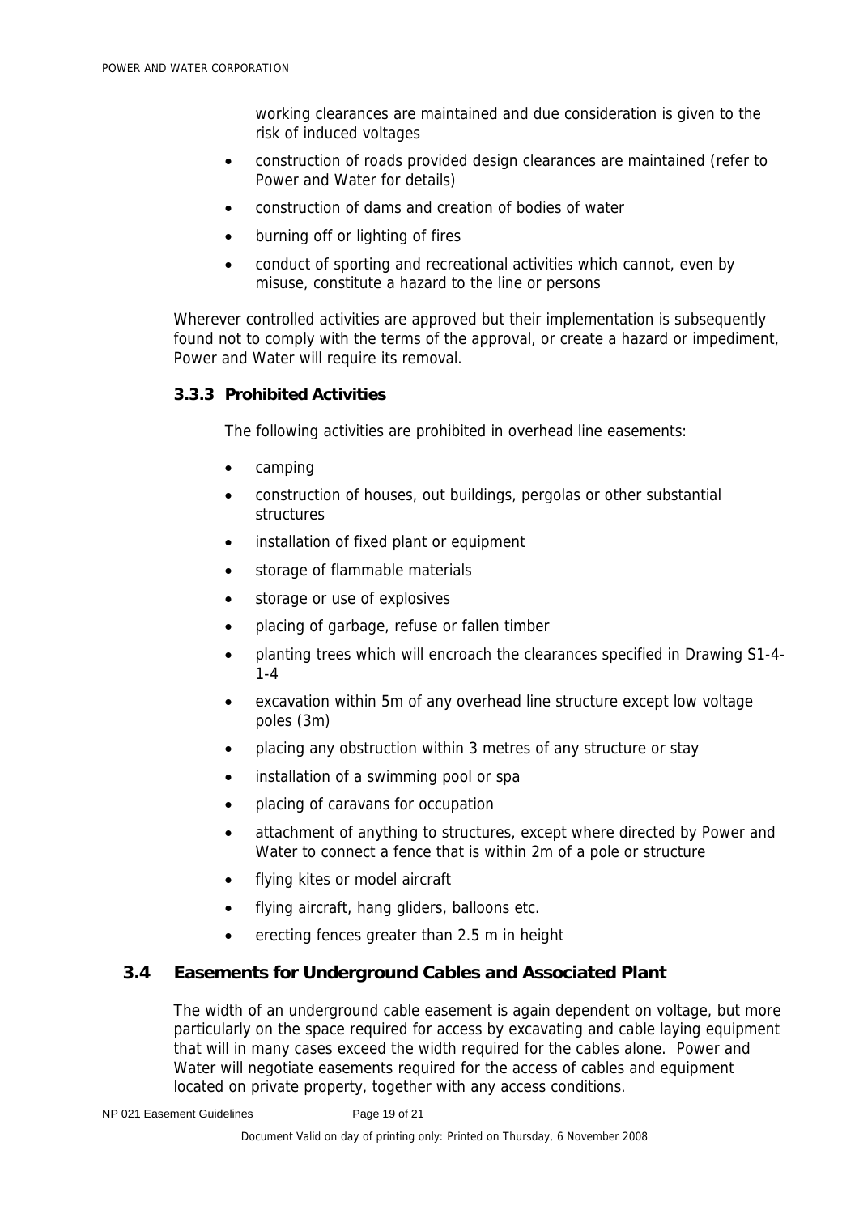working clearances are maintained and due consideration is given to the risk of induced voltages

- construction of roads provided design clearances are maintained (refer to Power and Water for details)
- construction of dams and creation of bodies of water
- burning off or lighting of fires
- conduct of sporting and recreational activities which cannot, even by misuse, constitute a hazard to the line or persons

Wherever controlled activities are approved but their implementation is subsequently found not to comply with the terms of the approval, or create a hazard or impediment, Power and Water will require its removal.

### 3.3.3 Prohibited Activities

The following activities are prohibited in overhead line easements:

- camping
- construction of houses, out buildings, pergolas or other substantial structures
- installation of fixed plant or equipment
- storage of flammable materials
- storage or use of explosives
- placing of garbage, refuse or fallen timber
- planting trees which will encroach the clearances specified in Drawing S1-4-1-4
- excavation within 5m of any overhead line structure except low voltage poles (3m)
- placing any obstruction within 3 metres of any structure or stay
- installation of a swimming pool or spa
- placing of caravans for occupation
- attachment of anything to structures, except where directed by Power and Water to connect a fence that is within 2m of a pole or structure
- flying kites or model aircraft
- flying aircraft, hang gliders, balloons etc.
- erecting fences greater than 2.5 m in height

## 3.4 Easements for Underground Cables and Associated Plant

The width of an underground cable easement is again dependent on voltage, but more particularly on the space required for access by excavating and cable laying equipment that will in many cases exceed the width required for the cables alone. Power and Water will negotiate easements required for the access of cables and equipment located on private property, together with any access conditions.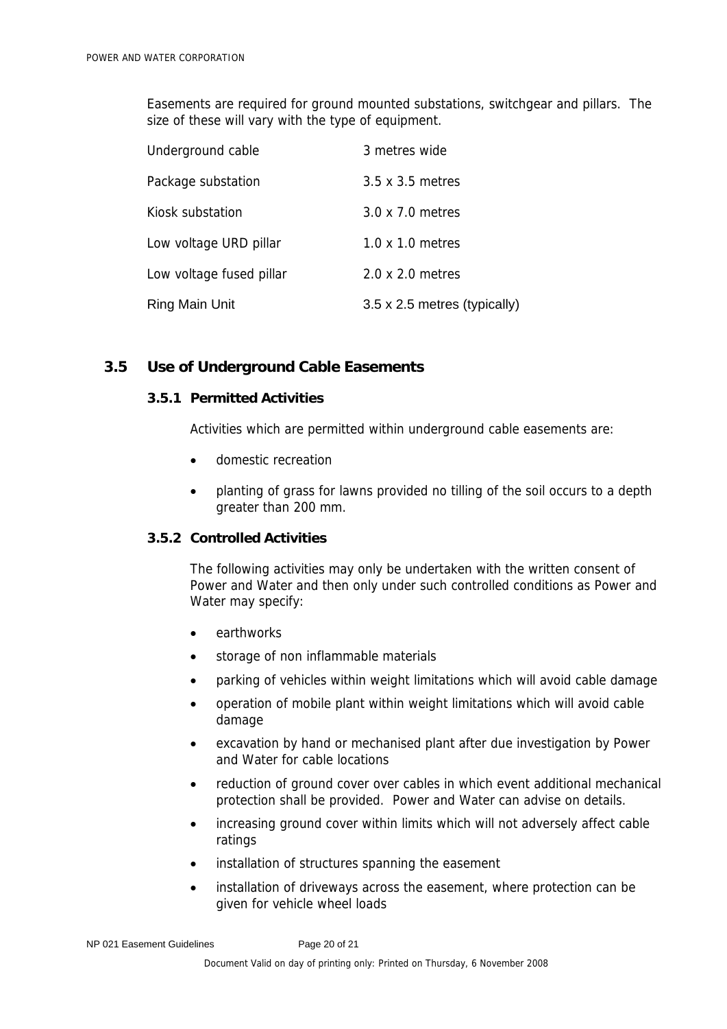Easements are required for ground mounted substations, switchgear and pillars. The size of these will vary with the type of equipment.

| | |
|---|---|
| Underground cable | 3 metres wide |
| Package substation | 3.5 x 3.5 metres |
| Kiosk substation | 3.0 x 7.0 metres |
| Low voltage URD pillar | 1.0 x 1.0 metres |
| Low voltage fused pillar | 2.0 x 2.0 metres |
| Ring Main Unit | 3.5 x 2.5 metres (typically) |

## 3.5 Use of Underground Cable Easements

### 3.5.1 Permitted Activities

Activities which are permitted within underground cable easements are:

- domestic recreation
- planting of grass for lawns provided no tilling of the soil occurs to a depth greater than 200 mm.

### 3.5.2 Controlled Activities

The following activities may only be undertaken with the written consent of Power and Water and then only under such controlled conditions as Power and Water may specify:

- earthworks
- storage of non inflammable materials
- parking of vehicles within weight limitations which will avoid cable damage
- operation of mobile plant within weight limitations which will avoid cable damage
- excavation by hand or mechanised plant after due investigation by Power and Water for cable locations
- reduction of ground cover over cables in which event additional mechanical protection shall be provided. Power and Water can advise on details.
- increasing ground cover within limits which will not adversely affect cable ratings
- installation of structures spanning the easement
- installation of driveways across the easement, where protection can be given for vehicle wheel loads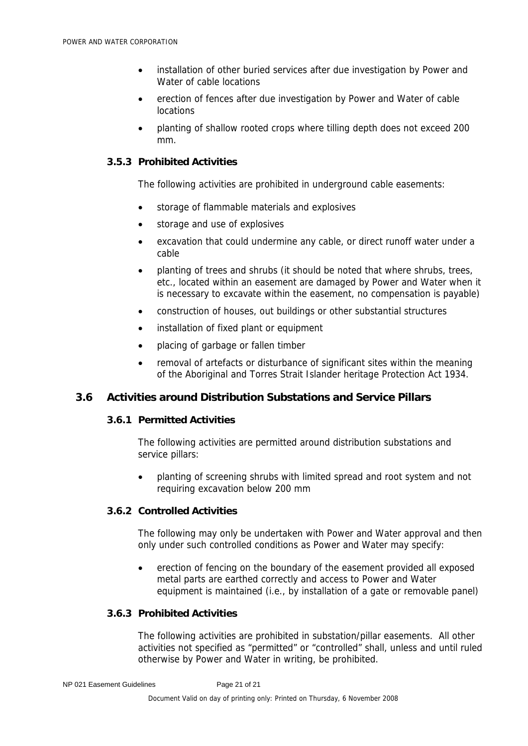- installation of other buried services after due investigation by Power and Water of cable locations
- erection of fences after due investigation by Power and Water of cable locations
- planting of shallow rooted crops where tilling depth does not exceed 200 mm.

### 3.5.3 Prohibited Activities

The following activities are prohibited in underground cable easements:

- storage of flammable materials and explosives
- storage and use of explosives
- excavation that could undermine any cable, or direct runoff water under a cable
- planting of trees and shrubs (it should be noted that where shrubs, trees, etc., located within an easement are damaged by Power and Water when it is necessary to excavate within the easement, no compensation is payable)
- construction of houses, out buildings or other substantial structures
- installation of fixed plant or equipment
- placing of garbage or fallen timber
- removal of artefacts or disturbance of significant sites within the meaning of the Aboriginal and Torres Strait Islander heritage Protection Act 1934.

## 3.6 Activities around Distribution Substations and Service Pillars

### 3.6.1 Permitted Activities

The following activities are permitted around distribution substations and service pillars:

- planting of screening shrubs with limited spread and root system and not requiring excavation below 200 mm

### 3.6.2 Controlled Activities

The following may only be undertaken with Power and Water approval and then only under such controlled conditions as Power and Water may specify:

- erection of fencing on the boundary of the easement provided all exposed metal parts are earthed correctly and access to Power and Water equipment is maintained (i.e., by installation of a gate or removable panel)

### 3.6.3 Prohibited Activities

The following activities are prohibited in substation/pillar easements. All other activities not specified as "permitted" or "controlled" shall, unless and until ruled otherwise by Power and Water in writing, be prohibited.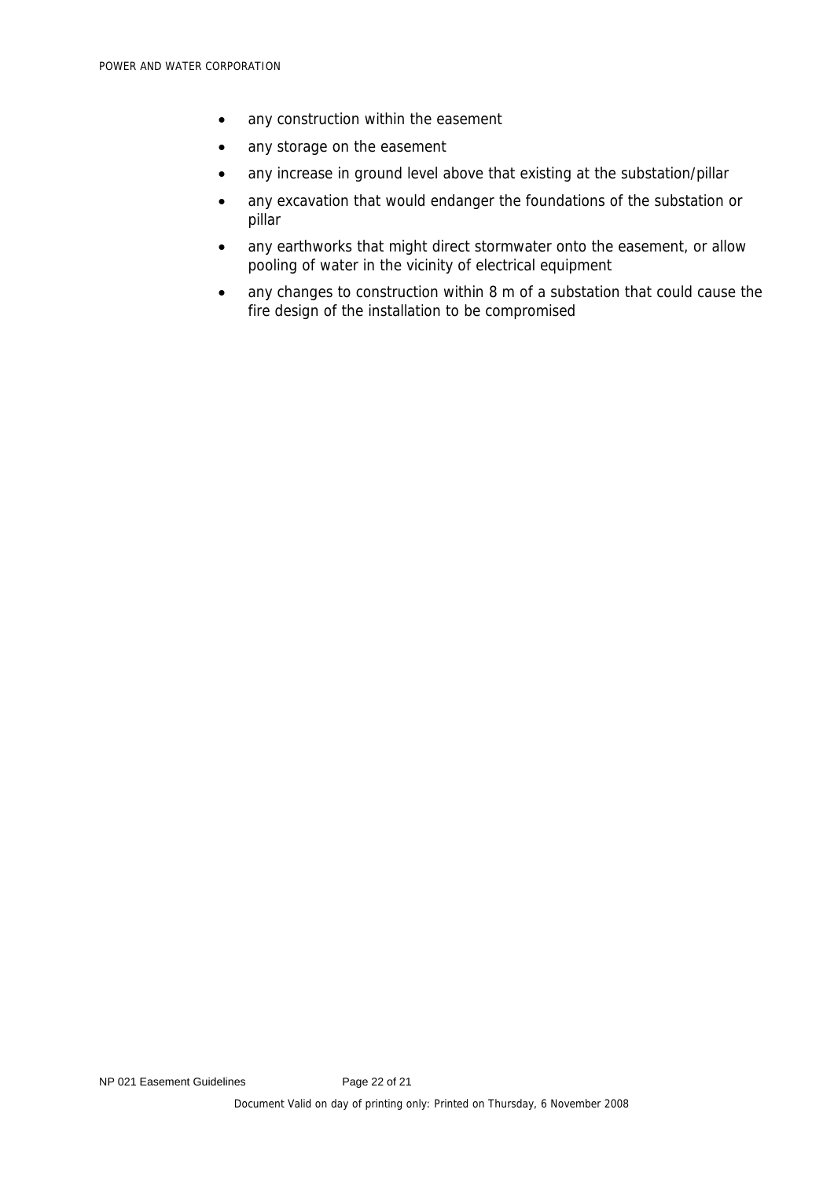- any construction within the easement
- any storage on the easement
- any increase in ground level above that existing at the substation/pillar
- any excavation that would endanger the foundations of the substation or pillar
- any earthworks that might direct stormwater onto the easement, or allow pooling of water in the vicinity of electrical equipment
- any changes to construction within 8 m of a substation that could cause the fire design of the installation to be compromised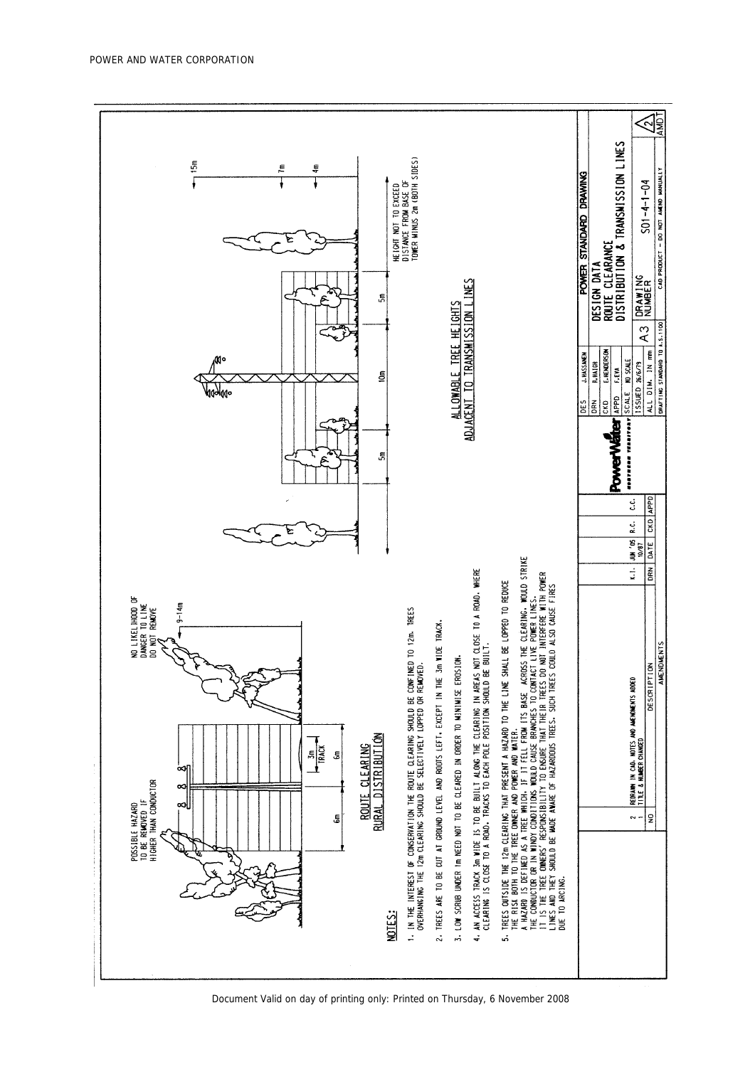ROUTE CLEARING
RURAL DISTRIBUTION

POSSIBLE HAZARD
TO BE REMOVED IF
HIGHER THAN CONDUCTOR

NO LIKELIHOOD OF
DANGER TO LINE
DO NOT REMOVE

9-14m

6m

3m
TRACK

6m

ALLOWABLE TREE HEIGHTS
ADJACENT TO TRANSMISSION LINES

15m

7m

4m

5m

10m

5m

HEIGHT NOT TO EXCEED
DISTANCE FROM BASE OF
TOWER MINUS 2m (BOTH SIDES)

## NOTES:

1. IN THE INTEREST OF CONSERVATION THE ROUTE CLEARING SHOULD BE CONFINED TO 12m. TREES OVERHANGING THE 12m CLEARING SHOULD BE SELECTIVELY LOPPED OR REMOVED.
2. TREES ARE TO BE CUT AT GROUND LEVEL AND ROOTS LEFT, EXCEPT IN THE 3m WIDE TRACK.
3. LOW SCRUB UNDER 1m NEED NOT TO BE CLEARED IN ORDER TO MINIMISE EROSION.
4. AN ACCESS TRACK 3m WIDE IS TO BE BUILT ALONG THE CLEARING IN AREAS NOT CLOSE TO A ROAD. WHERE CLEARING IS CLOSE TO A ROAD, TRACKS TO EACH POLE POSITION SHOULD BE BUILT.
5. TREES OUTSIDE THE 12m CLEARING THAT PRESENT A HAZARD TO THE LINE SHALL BE LOPPED TO REDUCE THE RISK BOTH TO THE TREE OWNER AND POWER AND WATER.
A HAZARD IS DEFINED AS A TREE WHICH, IF IT FELL FROM ITS BASE ACROSS THE CLEARING, WOULD STRIKE THE CONDUCTOR OR IN WINDY CONDITIONS WOULD CAUSE BRANCHES TO CONTACT LIVE POWER LINES.
IT IS THE TREE OWNERS' RESPONSIBILITY TO ENSURE THAT THEIR TREES DO NOT INTERFERE WITH POWER LINES AND THEY SHOULD BE MADE AWARE OF HAZARDOUS TREES. SUCH TREES COULD ALSO CAUSE FIRES DUE TO ARCING.

| NO | DESCRIPTION | DRN | DATE | CKD | APPD |
|---|---|---|---|---|---|
| 2 | REDRAWN IN CAD. NOTES AND AMENDMENTS ADDED | K.I. | JUN '05 | R.C. | C.C. |
| 1 | TITLE & NUMBER CHANGED | | 10/87 | | |
| | AMENDMENTS | | | | |

PowerWater NORTHERN TERRITORY

| | |
|---|---|
| DES | J.HASSANEN |
| DRN | R.HAIGH |
| CKD | E.HENDERSON |
| APPD | F.EVA |
| SCALE | NO SCALE |
| ISSUED | 26/6/79 |
| ALL DIM. IN mm | |
| DRAFTING STANDARD TO A.S.1100 | |

POWER STANDARD DRAWING

DESIGN DATA
ROUTE CLEARANCE
DISTRIBUTION & TRANSMISSION LINES

A3 DRAWING NUMBER S01-4-1-04

AMDT 2

CAD PRODUCT - DO NOT AMEND MANUALLY